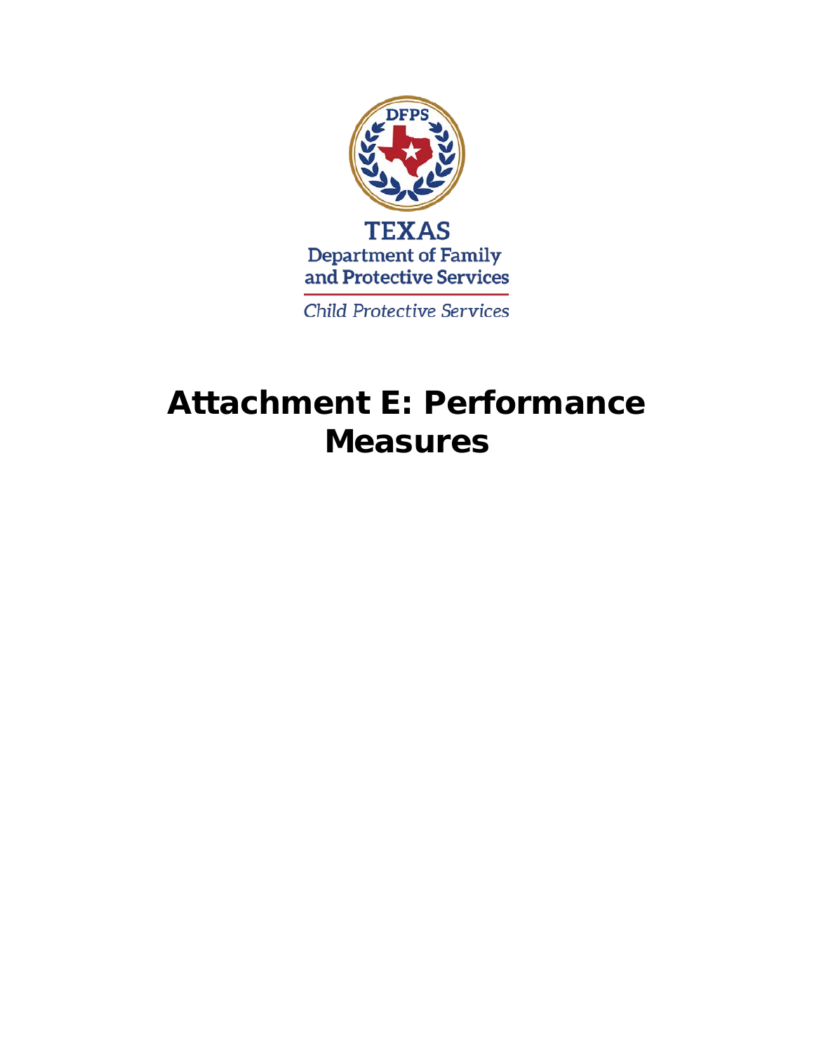TEXAS

Department of Family and Protective Services

Child Protective Services

# Attachment E: Performance Measures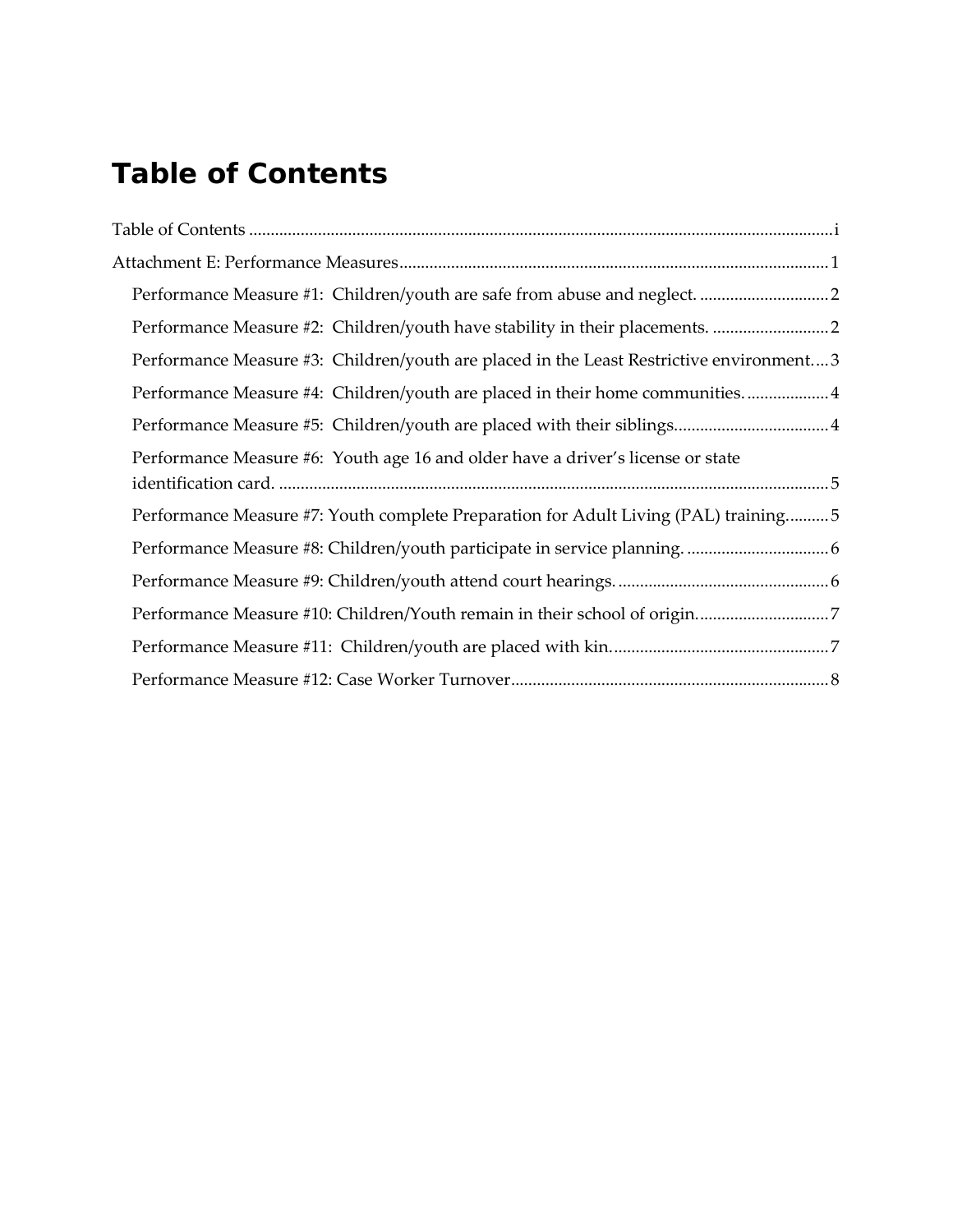# Table of Contents

Table of Contents ........................................................................................................................ i

Attachment E: Performance Measures ..................................................................................... 1

- Performance Measure #1: Children/youth are safe from abuse and neglect. ............................... 2
- Performance Measure #2: Children/youth have stability in their placements. ............................ 2
- Performance Measure #3: Children/youth are placed in the Least Restrictive environment.... 3
- Performance Measure #4: Children/youth are placed in their home communities. .................. 4
- Performance Measure #5: Children/youth are placed with their siblings.................................... 4
- Performance Measure #6: Youth age 16 and older have a driver's license or state identification card. ............................................................................................................... 5
- Performance Measure #7: Youth complete Preparation for Adult Living (PAL) training.......... 5
- Performance Measure #8: Children/youth participate in service planning. ................................ 6
- Performance Measure #9: Children/youth attend court hearings. ................................................ 6
- Performance Measure #10: Children/Youth remain in their school of origin. .............................. 7
- Performance Measure #11: Children/youth are placed with kin. .................................................. 7
- Performance Measure #12: Case Worker Turnover........................................................................ 8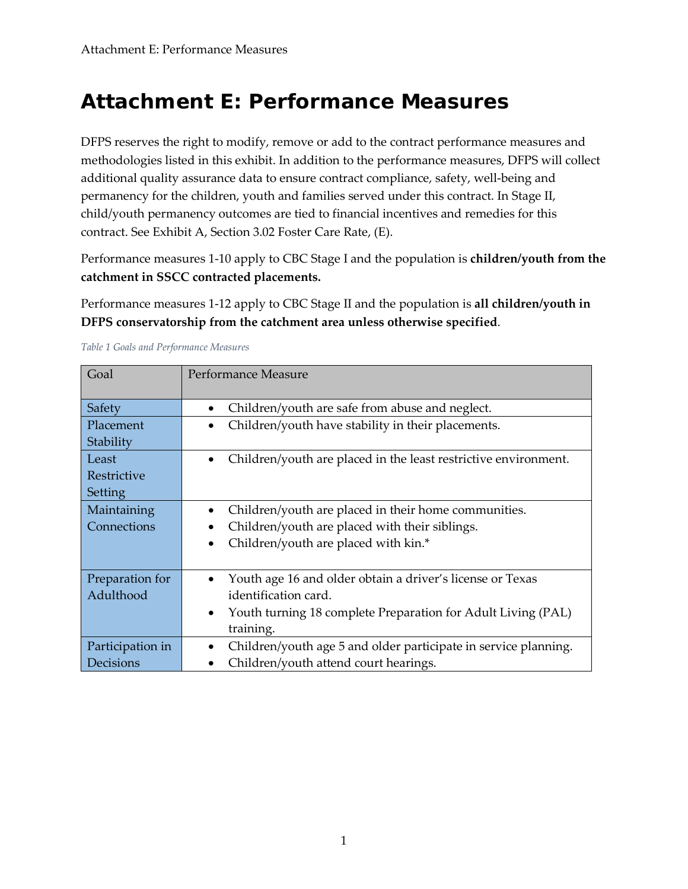# Attachment E: Performance Measures

DFPS reserves the right to modify, remove or add to the contract performance measures and methodologies listed in this exhibit. In addition to the performance measures, DFPS will collect additional quality assurance data to ensure contract compliance, safety, well-being and permanency for the children, youth and families served under this contract. In Stage II, child/youth permanency outcomes are tied to financial incentives and remedies for this contract. See Exhibit A, Section 3.02 Foster Care Rate, (E).

Performance measures 1-10 apply to CBC Stage I and the population is **children/youth from the catchment in SSCC contracted placements.**

Performance measures 1-12 apply to CBC Stage II and the population is **all children/youth in DFPS conservatorship from the catchment area unless otherwise specified**.

*Table 1 Goals and Performance Measures*

| Goal | Performance Measure |
|---|---|
| Safety | • Children/youth are safe from abuse and neglect. |
| Placement Stability | • Children/youth have stability in their placements. |
| Least Restrictive Setting | • Children/youth are placed in the least restrictive environment. |
| Maintaining Connections | • Children/youth are placed in their home communities.<br>• Children/youth are placed with their siblings.<br>• Children/youth are placed with kin.* |
| Preparation for Adulthood | • Youth age 16 and older obtain a driver's license or Texas identification card.<br>• Youth turning 18 complete Preparation for Adult Living (PAL) training. |
| Participation in Decisions | • Children/youth age 5 and older participate in service planning.<br>• Children/youth attend court hearings. |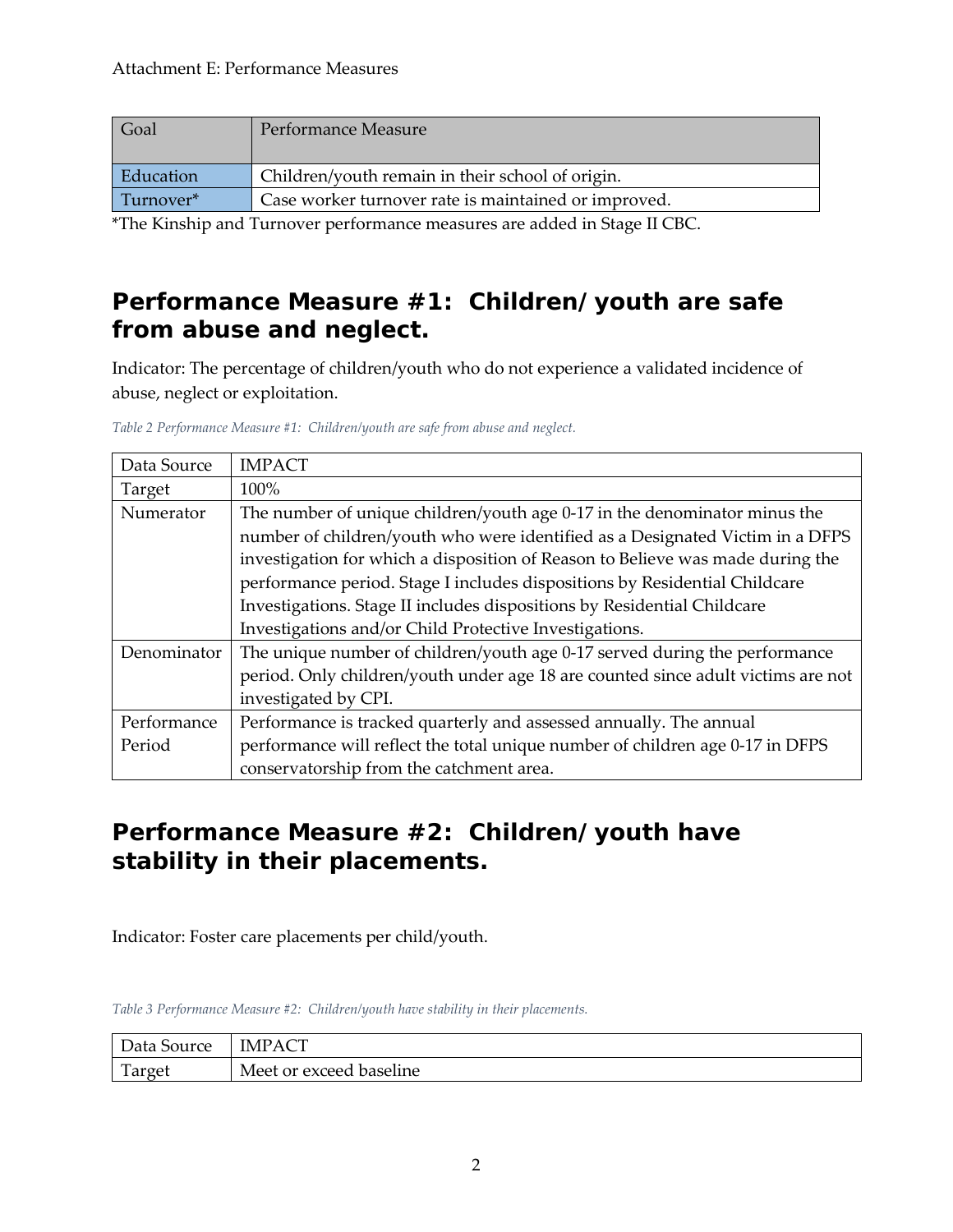| Goal | Performance Measure |
| --- | --- |
| Education | Children/youth remain in their school of origin. |
| Turnover* | Case worker turnover rate is maintained or improved. |

*The Kinship and Turnover performance measures are added in Stage II CBC.

## Performance Measure #1: Children/youth are safe from abuse and neglect.

Indicator: The percentage of children/youth who do not experience a validated incidence of abuse, neglect or exploitation.

*Table 2 Performance Measure #1: Children/youth are safe from abuse and neglect.*

| | |
| --- | --- |
| Data Source | IMPACT |
| Target | 100% |
| Numerator | The number of unique children/youth age 0-17 in the denominator minus the number of children/youth who were identified as a Designated Victim in a DFPS investigation for which a disposition of Reason to Believe was made during the performance period. Stage I includes dispositions by Residential Childcare Investigations. Stage II includes dispositions by Residential Childcare Investigations and/or Child Protective Investigations. |
| Denominator | The unique number of children/youth age 0-17 served during the performance period. Only children/youth under age 18 are counted since adult victims are not investigated by CPI. |
| Performance Period | Performance is tracked quarterly and assessed annually. The annual performance will reflect the total unique number of children age 0-17 in DFPS conservatorship from the catchment area. |

## Performance Measure #2: Children/youth have stability in their placements.

Indicator: Foster care placements per child/youth.

*Table 3 Performance Measure #2: Children/youth have stability in their placements.*

| | |
| --- | --- |
| Data Source | IMPACT |
| Target | Meet or exceed baseline |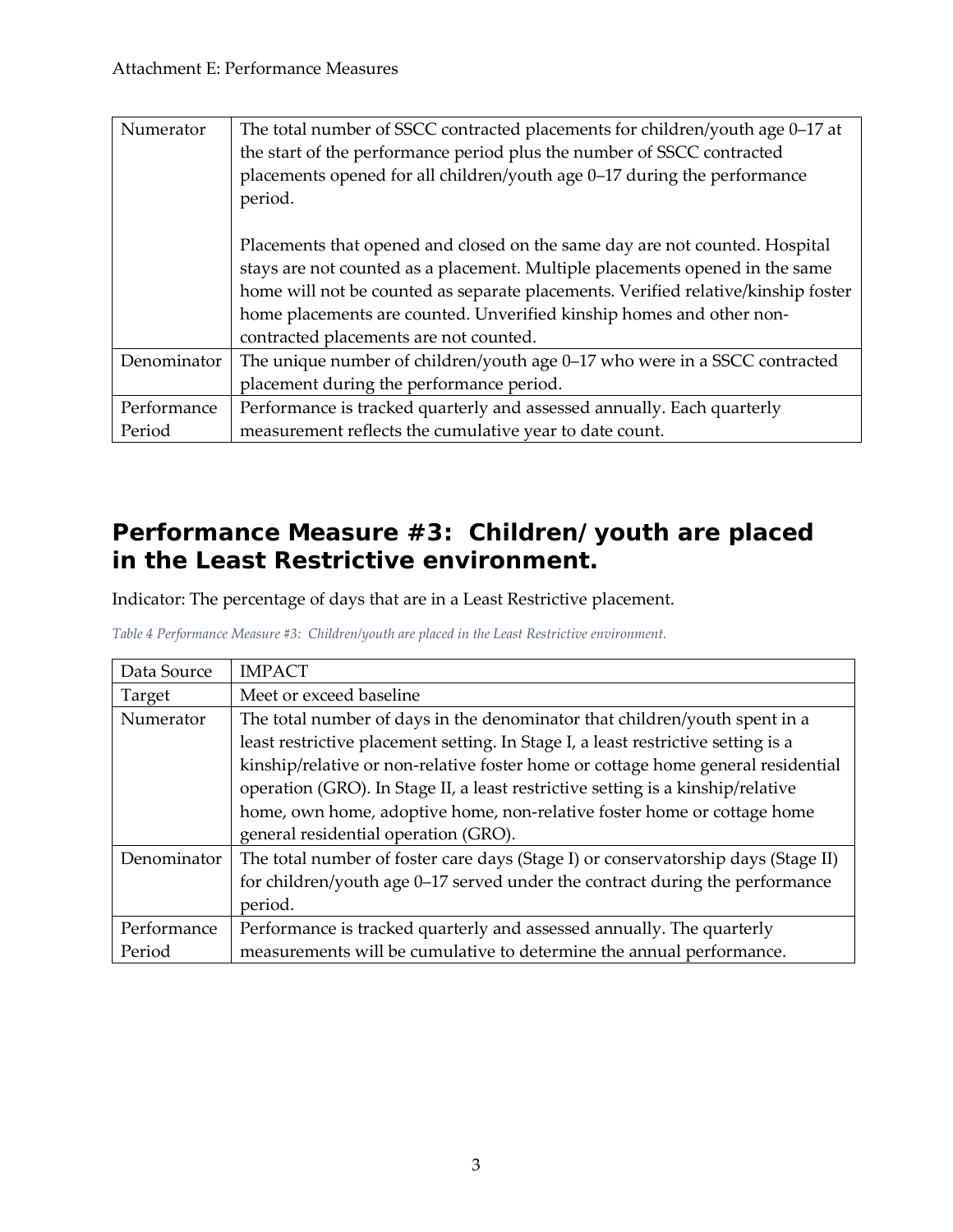| Numerator | The total number of SSCC contracted placements for children/youth age 0–17 at the start of the performance period plus the number of SSCC contracted placements opened for all children/youth age 0–17 during the performance period.<br><br>Placements that opened and closed on the same day are not counted. Hospital stays are not counted as a placement. Multiple placements opened in the same home will not be counted as separate placements. Verified relative/kinship foster home placements are counted. Unverified kinship homes and other non-contracted placements are not counted. |
|---|---|
| Denominator | The unique number of children/youth age 0–17 who were in a SSCC contracted placement during the performance period. |
| Performance Period | Performance is tracked quarterly and assessed annually. Each quarterly measurement reflects the cumulative year to date count. |

## Performance Measure #3: Children/youth are placed in the Least Restrictive environment.

Indicator: The percentage of days that are in a Least Restrictive placement.

*Table 4 Performance Measure #3: Children/youth are placed in the Least Restrictive environment.*

| Data Source | IMPACT |
|---|---|
| Target | Meet or exceed baseline |
| Numerator | The total number of days in the denominator that children/youth spent in a least restrictive placement setting. In Stage I, a least restrictive setting is a kinship/relative or non-relative foster home or cottage home general residential operation (GRO). In Stage II, a least restrictive setting is a kinship/relative home, own home, adoptive home, non-relative foster home or cottage home general residential operation (GRO). |
| Denominator | The total number of foster care days (Stage I) or conservatorship days (Stage II) for children/youth age 0–17 served under the contract during the performance period. |
| Performance Period | Performance is tracked quarterly and assessed annually. The quarterly measurements will be cumulative to determine the annual performance. |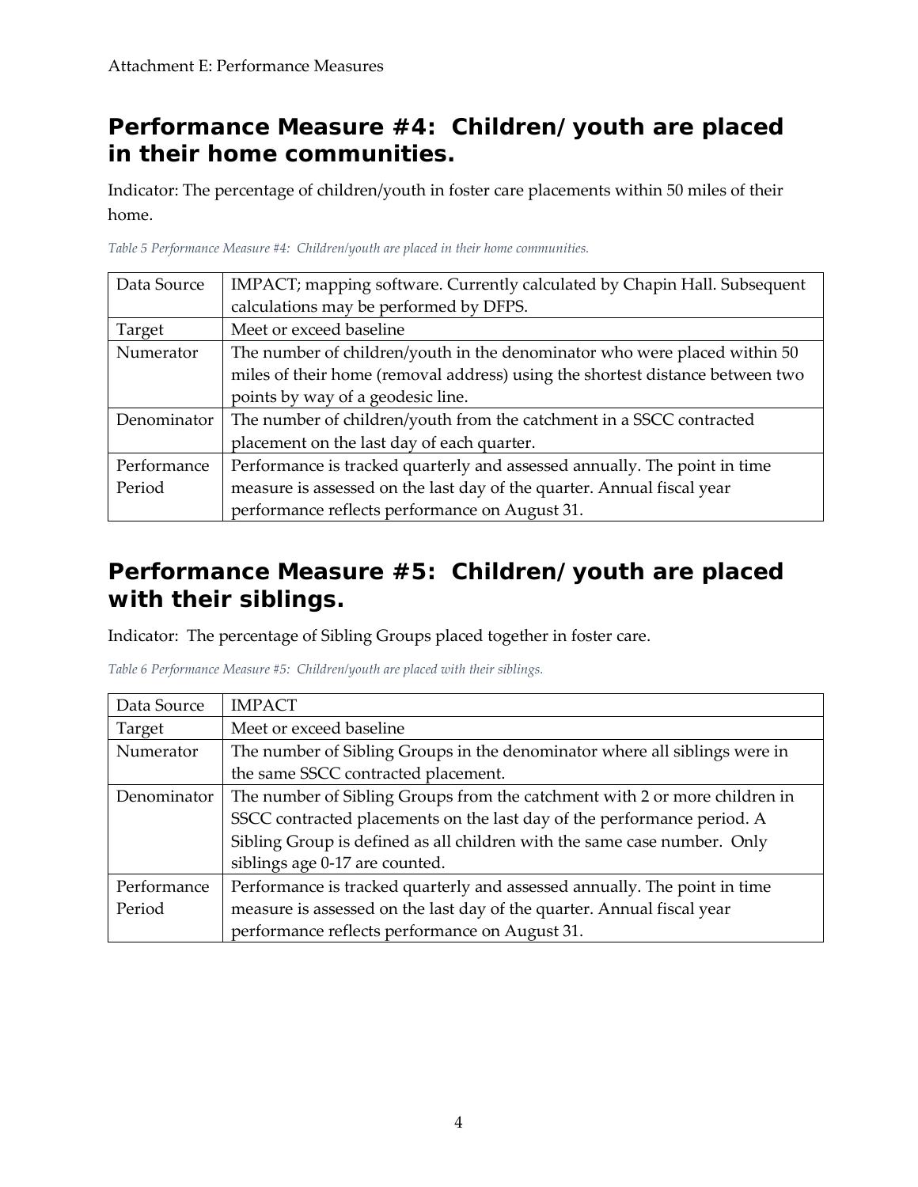## Performance Measure #4: Children/youth are placed in their home communities.

Indicator: The percentage of children/youth in foster care placements within 50 miles of their home.

*Table 5 Performance Measure #4: Children/youth are placed in their home communities.*

| | |
|---|---|
| Data Source | IMPACT; mapping software. Currently calculated by Chapin Hall. Subsequent calculations may be performed by DFPS. |
| Target | Meet or exceed baseline |
| Numerator | The number of children/youth in the denominator who were placed within 50 miles of their home (removal address) using the shortest distance between two points by way of a geodesic line. |
| Denominator | The number of children/youth from the catchment in a SSCC contracted placement on the last day of each quarter. |
| Performance Period | Performance is tracked quarterly and assessed annually. The point in time measure is assessed on the last day of the quarter. Annual fiscal year performance reflects performance on August 31. |

## Performance Measure #5: Children/youth are placed with their siblings.

Indicator: The percentage of Sibling Groups placed together in foster care.

*Table 6 Performance Measure #5: Children/youth are placed with their siblings.*

| | |
|---|---|
| Data Source | IMPACT |
| Target | Meet or exceed baseline |
| Numerator | The number of Sibling Groups in the denominator where all siblings were in the same SSCC contracted placement. |
| Denominator | The number of Sibling Groups from the catchment with 2 or more children in SSCC contracted placements on the last day of the performance period. A Sibling Group is defined as all children with the same case number. Only siblings age 0-17 are counted. |
| Performance Period | Performance is tracked quarterly and assessed annually. The point in time measure is assessed on the last day of the quarter. Annual fiscal year performance reflects performance on August 31. |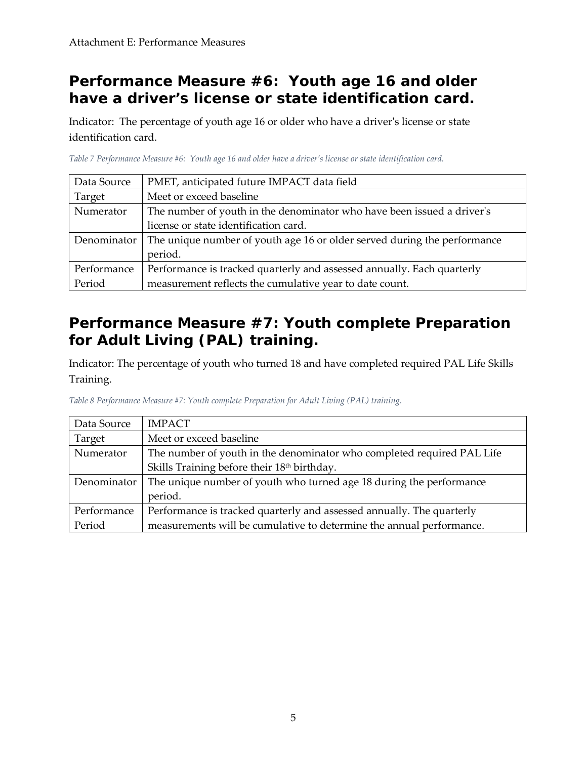## Performance Measure #6: Youth age 16 and older have a driver's license or state identification card.

Indicator: The percentage of youth age 16 or older who have a driver's license or state identification card.

*Table 7 Performance Measure #6: Youth age 16 and older have a driver's license or state identification card.*

| | |
|---|---|
| Data Source | PMET, anticipated future IMPACT data field |
| Target | Meet or exceed baseline |
| Numerator | The number of youth in the denominator who have been issued a driver's license or state identification card. |
| Denominator | The unique number of youth age 16 or older served during the performance period. |
| Performance Period | Performance is tracked quarterly and assessed annually. Each quarterly measurement reflects the cumulative year to date count. |

## Performance Measure #7: Youth complete Preparation for Adult Living (PAL) training.

Indicator: The percentage of youth who turned 18 and have completed required PAL Life Skills Training.

*Table 8 Performance Measure #7: Youth complete Preparation for Adult Living (PAL) training.*

| | |
|---|---|
| Data Source | IMPACT |
| Target | Meet or exceed baseline |
| Numerator | The number of youth in the denominator who completed required PAL Life Skills Training before their 18th birthday. |
| Denominator | The unique number of youth who turned age 18 during the performance period. |
| Performance Period | Performance is tracked quarterly and assessed annually. The quarterly measurements will be cumulative to determine the annual performance. |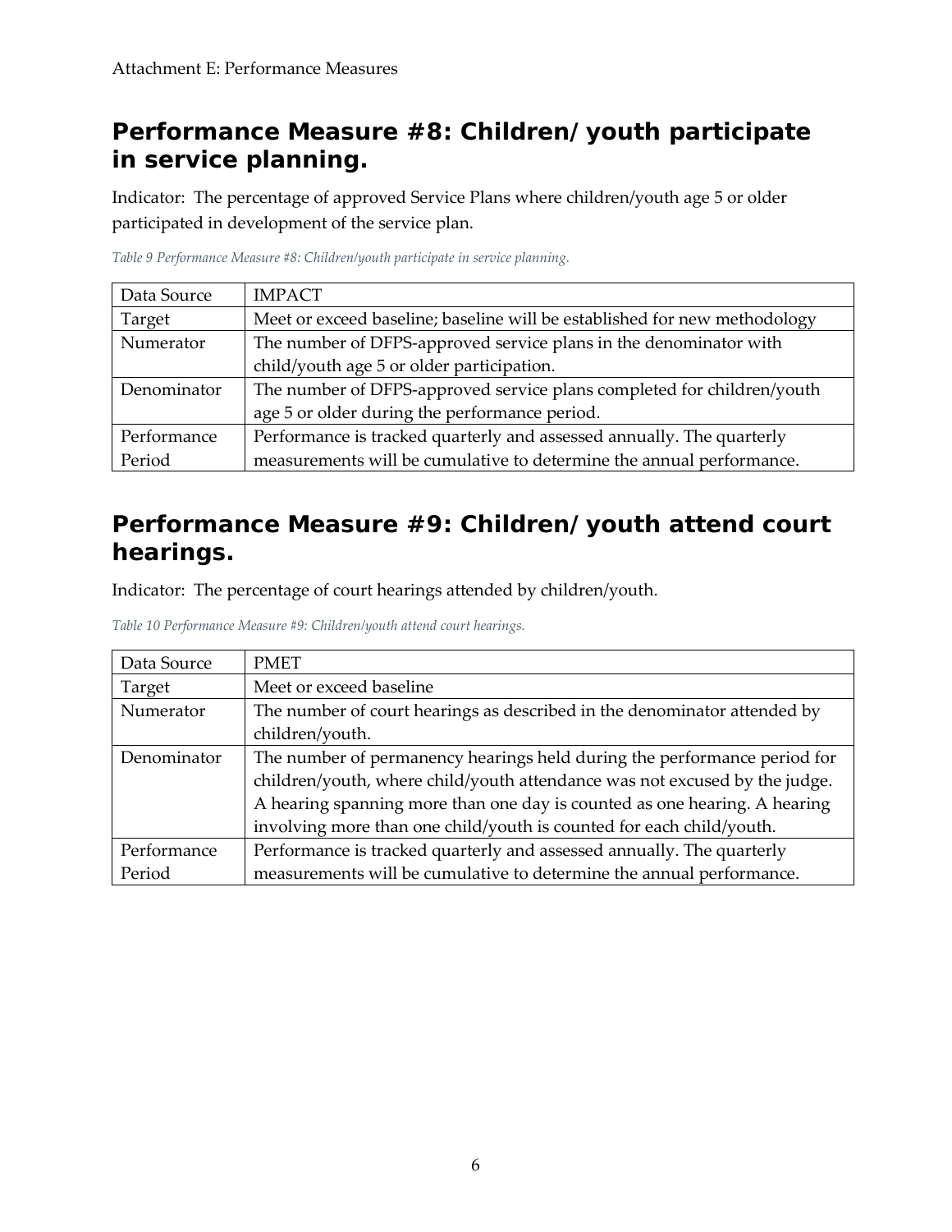## Performance Measure #8: Children/youth participate in service planning.

Indicator: The percentage of approved Service Plans where children/youth age 5 or older participated in development of the service plan.

*Table 9 Performance Measure #8: Children/youth participate in service planning.*

| | |
|---|---|
| Data Source | IMPACT |
| Target | Meet or exceed baseline; baseline will be established for new methodology |
| Numerator | The number of DFPS-approved service plans in the denominator with child/youth age 5 or older participation. |
| Denominator | The number of DFPS-approved service plans completed for children/youth age 5 or older during the performance period. |
| Performance Period | Performance is tracked quarterly and assessed annually. The quarterly measurements will be cumulative to determine the annual performance. |

## Performance Measure #9: Children/youth attend court hearings.

Indicator: The percentage of court hearings attended by children/youth.

*Table 10 Performance Measure #9: Children/youth attend court hearings.*

| | |
|---|---|
| Data Source | PMET |
| Target | Meet or exceed baseline |
| Numerator | The number of court hearings as described in the denominator attended by children/youth. |
| Denominator | The number of permanency hearings held during the performance period for children/youth, where child/youth attendance was not excused by the judge. A hearing spanning more than one day is counted as one hearing. A hearing involving more than one child/youth is counted for each child/youth. |
| Performance Period | Performance is tracked quarterly and assessed annually. The quarterly measurements will be cumulative to determine the annual performance. |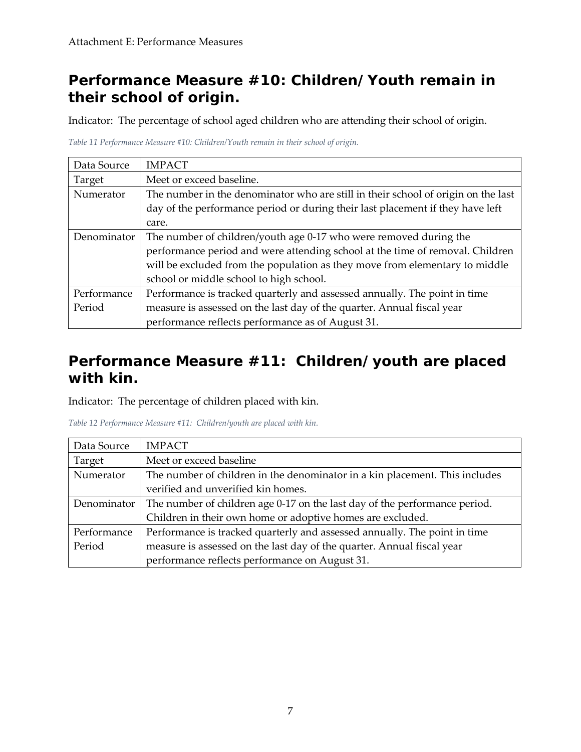## Performance Measure #10: Children/Youth remain in their school of origin.

Indicator: The percentage of school aged children who are attending their school of origin.

*Table 11 Performance Measure #10: Children/Youth remain in their school of origin.*

| Data Source | IMPACT |
|---|---|
| Target | Meet or exceed baseline. |
| Numerator | The number in the denominator who are still in their school of origin on the last day of the performance period or during their last placement if they have left care. |
| Denominator | The number of children/youth age 0-17 who were removed during the performance period and were attending school at the time of removal. Children will be excluded from the population as they move from elementary to middle school or middle school to high school. |
| Performance Period | Performance is tracked quarterly and assessed annually. The point in time measure is assessed on the last day of the quarter. Annual fiscal year performance reflects performance as of August 31. |

## Performance Measure #11: Children/youth are placed with kin.

Indicator: The percentage of children placed with kin.

*Table 12 Performance Measure #11: Children/youth are placed with kin.*

| Data Source | IMPACT |
|---|---|
| Target | Meet or exceed baseline |
| Numerator | The number of children in the denominator in a kin placement. This includes verified and unverified kin homes. |
| Denominator | The number of children age 0-17 on the last day of the performance period. Children in their own home or adoptive homes are excluded. |
| Performance Period | Performance is tracked quarterly and assessed annually. The point in time measure is assessed on the last day of the quarter. Annual fiscal year performance reflects performance on August 31. |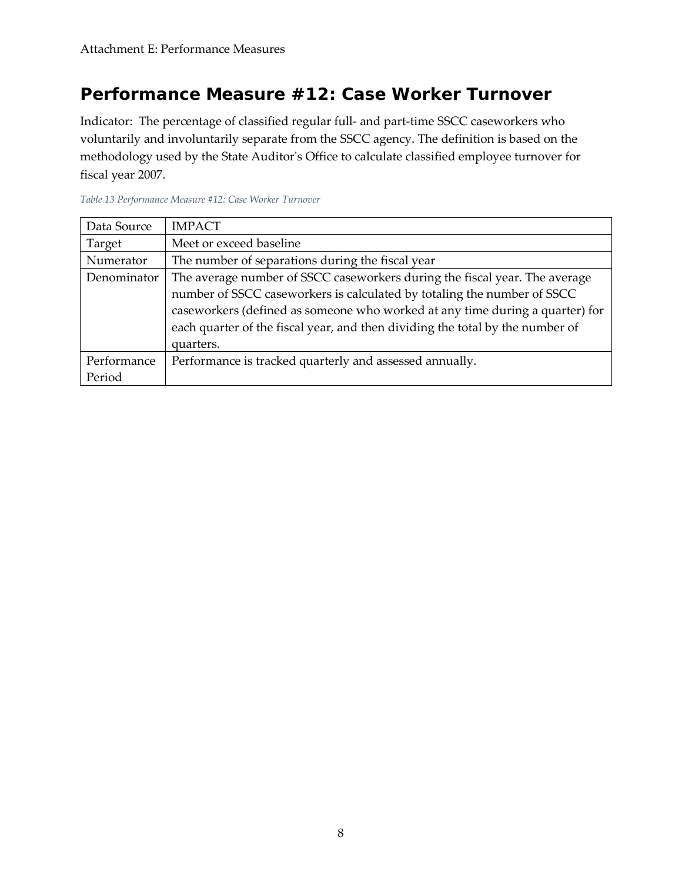## Performance Measure #12: Case Worker Turnover

Indicator: The percentage of classified regular full- and part-time SSCC caseworkers who voluntarily and involuntarily separate from the SSCC agency. The definition is based on the methodology used by the State Auditor's Office to calculate classified employee turnover for fiscal year 2007.

*Table 13 Performance Measure #12: Case Worker Turnover*

| | |
|---|---|
| Data Source | IMPACT |
| Target | Meet or exceed baseline |
| Numerator | The number of separations during the fiscal year |
| Denominator | The average number of SSCC caseworkers during the fiscal year. The average number of SSCC caseworkers is calculated by totaling the number of SSCC caseworkers (defined as someone who worked at any time during a quarter) for each quarter of the fiscal year, and then dividing the total by the number of quarters. |
| Performance Period | Performance is tracked quarterly and assessed annually. |